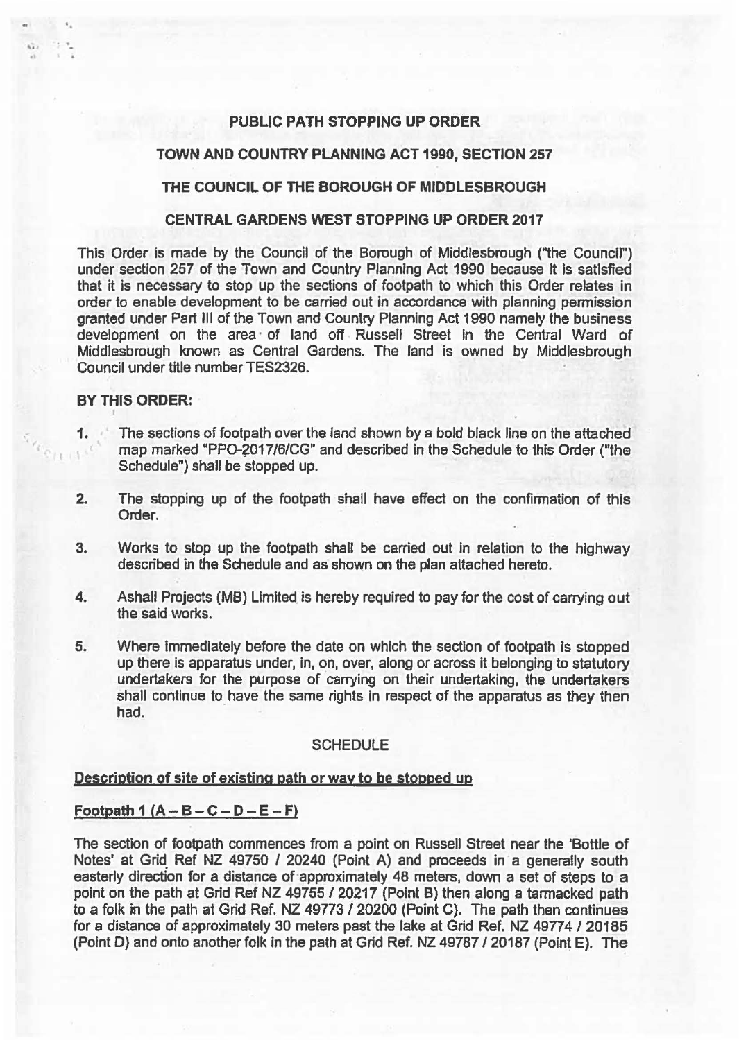# PUBLIC PATH STOPPING UP ORDER

## TOWN AND COUNTRY PLANNING ACT 1990, SECTION 257

## THE COUNCIL OF THE BOROUGH OF MIDDLESBROUGH

## CENTRAL GARDENS WEST STOPPING UP ORDER 2017

This Order is made by the Council of the Borough of Middlesbrough ("the Council") under section 257 of the Town and Country Planning Act 1990 because it is satisfied that it is necessary to stop up the sections of footpath to which this Order relates in order to enable development to be carried out in accordance with planning permission granted under Part III of the Town and Country Planning Act 1990 namely the business development on the area of land off Russell Street in the Central Ward of Middlesbrough known as Central Gardens. The land is owned by Middlesbrough Council under title number TES2326.

**BY THIS ORDER:**

1. The sections of footpath over the land shown by a bold black line on the attached map marked "PPO-2017/6/CG" and described in the Schedule to this Order ("the Schedule") shall be stopped up.

2. The stopping up of the footpath shall have effect on the confirmation of this Order.

3. Works to stop up the footpath shall be carried out in relation to the highway described in the Schedule and as shown on the plan attached hereto.

4. Ashall Projects (MB) Limited is hereby required to pay for the cost of carrying out the said works.

5. Where immediately before the date on which the section of footpath is stopped up there is apparatus under, in, on, over, along or across it belonging to statutory undertakers for the purpose of carrying on their undertaking, the undertakers shall continue to have the same rights in respect of the apparatus as they then had.

### SCHEDULE

**Description of site of existing path or way to be stopped up**

**Footpath 1 (A – B – C – D – E – F)**

The section of footpath commences from a point on Russell Street near the 'Bottle of Notes' at Grid Ref NZ 49750 / 20240 (Point A) and proceeds in a generally south easterly direction for a distance of approximately 48 meters, down a set of steps to a point on the path at Grid Ref NZ 49755 / 20217 (Point B) then along a tarmacked path to a folk in the path at Grid Ref. NZ 49773 / 20200 (Point C). The path then continues for a distance of approximately 30 meters past the lake at Grid Ref. NZ 49774 / 20185 (Point D) and onto another folk in the path at Grid Ref. NZ 49787 / 20187 (Point E). The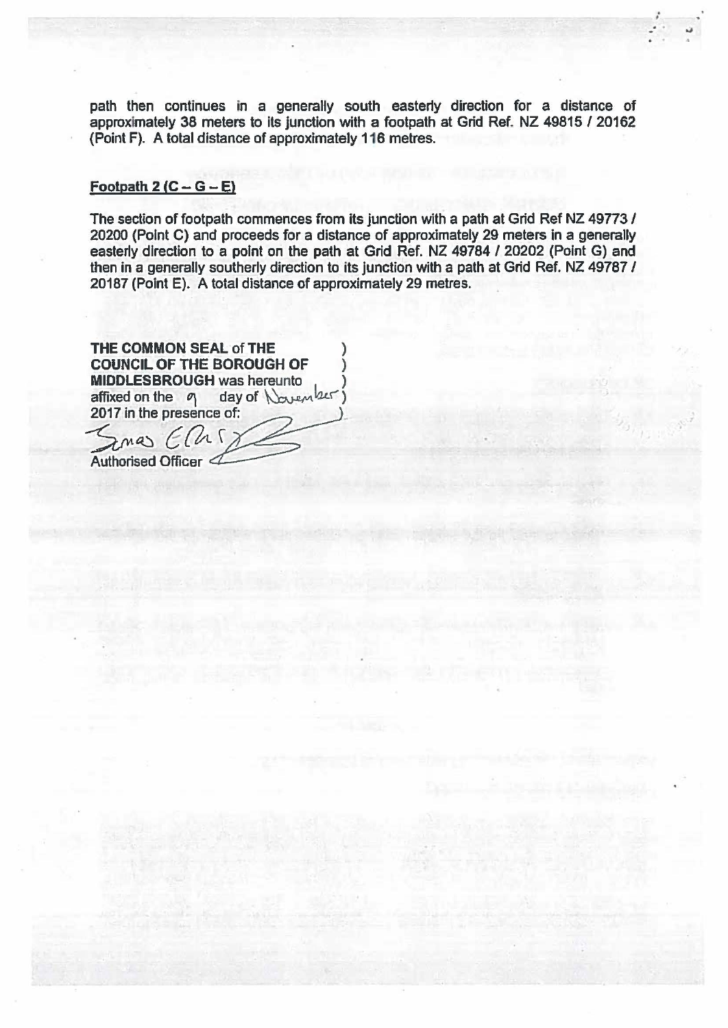path then continues in a generally south easterly direction for a distance of approximately 38 meters to its junction with a footpath at Grid Ref. NZ 49815 / 20162 (Point F). A total distance of approximately 116 metres.

**Footpath 2 (C – G – E)**

The section of footpath commences from its junction with a path at Grid Ref NZ 49773 / 20200 (Point C) and proceeds for a distance of approximately 29 meters in a generally easterly direction to a point on the path at Grid Ref. NZ 49784 / 20202 (Point G) and then in a generally southerly direction to its junction with a path at Grid Ref. NZ 49787 / 20187 (Point E). A total distance of approximately 29 metres.

**THE COMMON SEAL** of **THE COUNCIL OF THE BOROUGH OF MIDDLESBROUGH** was hereunto affixed on the 9 day of November 2017 in the presence of:

Authorised Officer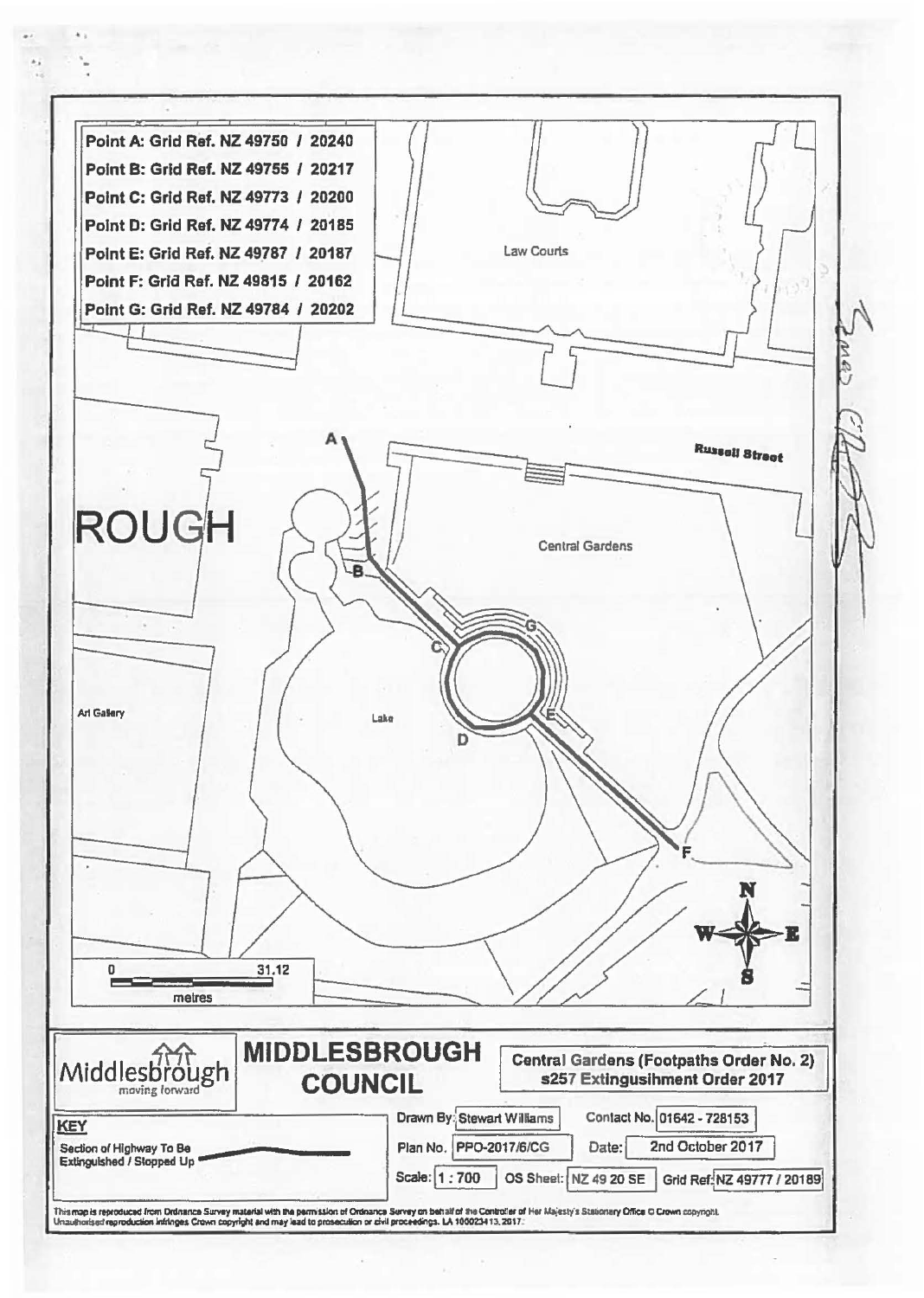| Point | Grid Ref. |
|---|---|
| Point A | NZ 49750 / 20240 |
| Point B | NZ 49755 / 20217 |
| Point C | NZ 49773 / 20200 |
| Point D | NZ 49774 / 20185 |
| Point E | NZ 49787 / 20187 |
| Point F | NZ 49815 / 20162 |
| Point G | NZ 49784 / 20202 |

Law Courts

Russell Street

ROUGH

Central Gardens

Art Gallery

Lake

A B C D E F G

N W E S

0 31.12 metres

**MIDDLESBROUGH COUNCIL**

Middlesbrough moving forward

**Central Gardens (Footpaths Order No. 2) s257 Extingusihment Order 2017**

**KEY**

Section of Highway To Be Extinguished / Stopped Up

| | | | |
|---|---|---|---|
| Drawn By: | Stewart Williams | Contact No. | 01642 - 728153 |
| Plan No. | PPO-2017/6/CG | Date: | 2nd October 2017 |
| Scale: | 1 : 700 | OS Sheet: | NZ 49 20 SE |
| Grid Ref: | NZ 49777 / 20189 | | |

This map is reproduced from Ordnance Survey material with the permission of Ordnance Survey on behalf of the Controller of Her Majesty's Stationary Office © Crown copyright. Unauthorised reproduction infringes Crown copyright and may lead to prosecution or civil proceedings. LA 100023413, 2017.